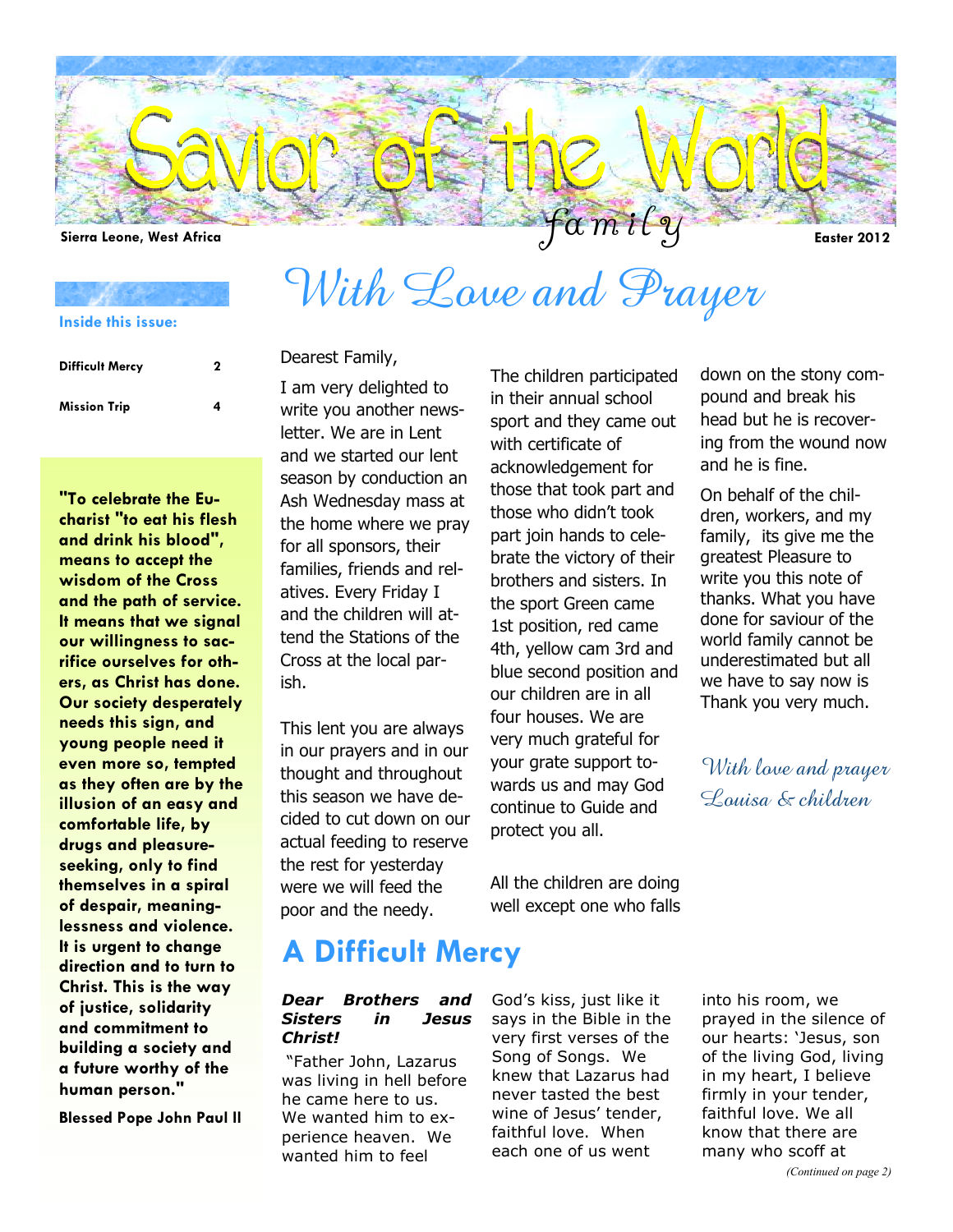# Savior of the World family

Sierra Leone, West Africa

Easter 2012

**Inside this issue:**

| | |
|---|---|
| **Difficult Mercy** | **2** |
| **Mission Trip** | **4** |

**"To celebrate the Eucharist "to eat his flesh and drink his blood", means to accept the wisdom of the Cross and the path of service. It means that we signal our willingness to sacrifice ourselves for others, as Christ has done. Our society desperately needs this sign, and young people need it even more so, tempted as they often are by the illusion of an easy and comfortable life, by drugs and pleasure-seeking, only to find themselves in a spiral of despair, meaninglessness and violence. It is urgent to change direction and to turn to Christ. This is the way of justice, solidarity and commitment to building a society and a future worthy of the human person."**

**Blessed Pope John Paul II**

## With Love and Prayer

Dearest Family,

I am very delighted to write you another newsletter. We are in Lent and we started our lent season by conduction an Ash Wednesday mass at the home where we pray for all sponsors, their families, friends and relatives. Every Friday I and the children will attend the Stations of the Cross at the local parish.

This lent you are always in our prayers and in our thought and throughout this season we have decided to cut down on our actual feeding to reserve the rest for yesterday were we will feed the poor and the needy.

The children participated in their annual school sport and they came out with certificate of acknowledgement for those that took part and those who didn't took part join hands to celebrate the victory of their brothers and sisters. In the sport Green came 1st position, red came 4th, yellow cam 3rd and blue second position and our children are in all four houses. We are very much grateful for your grate support towards us and may God continue to Guide and protect you all.

All the children are doing well except one who falls down on the stony compound and break his head but he is recovering from the wound now and he is fine.

On behalf of the children, workers, and my family, its give me the greatest Pleasure to write you this note of thanks. What you have done for saviour of the world family cannot be underestimated but all we have to say now is Thank you very much.

*With love and prayer*
*Louisa & children*

## A Difficult Mercy

***Dear Brothers and Sisters in Jesus Christ!***

"Father John, Lazarus was living in hell before he came here to us. We wanted him to experience heaven. We wanted him to feel God's kiss, just like it says in the Bible in the very first verses of the Song of Songs. We knew that Lazarus had never tasted the best wine of Jesus' tender, faithful love. When each one of us went into his room, we prayed in the silence of our hearts: 'Jesus, son of the living God, living in my heart, I believe firmly in your tender, faithful love. We all know that there are many who scoff at

*(Continued on page 2)*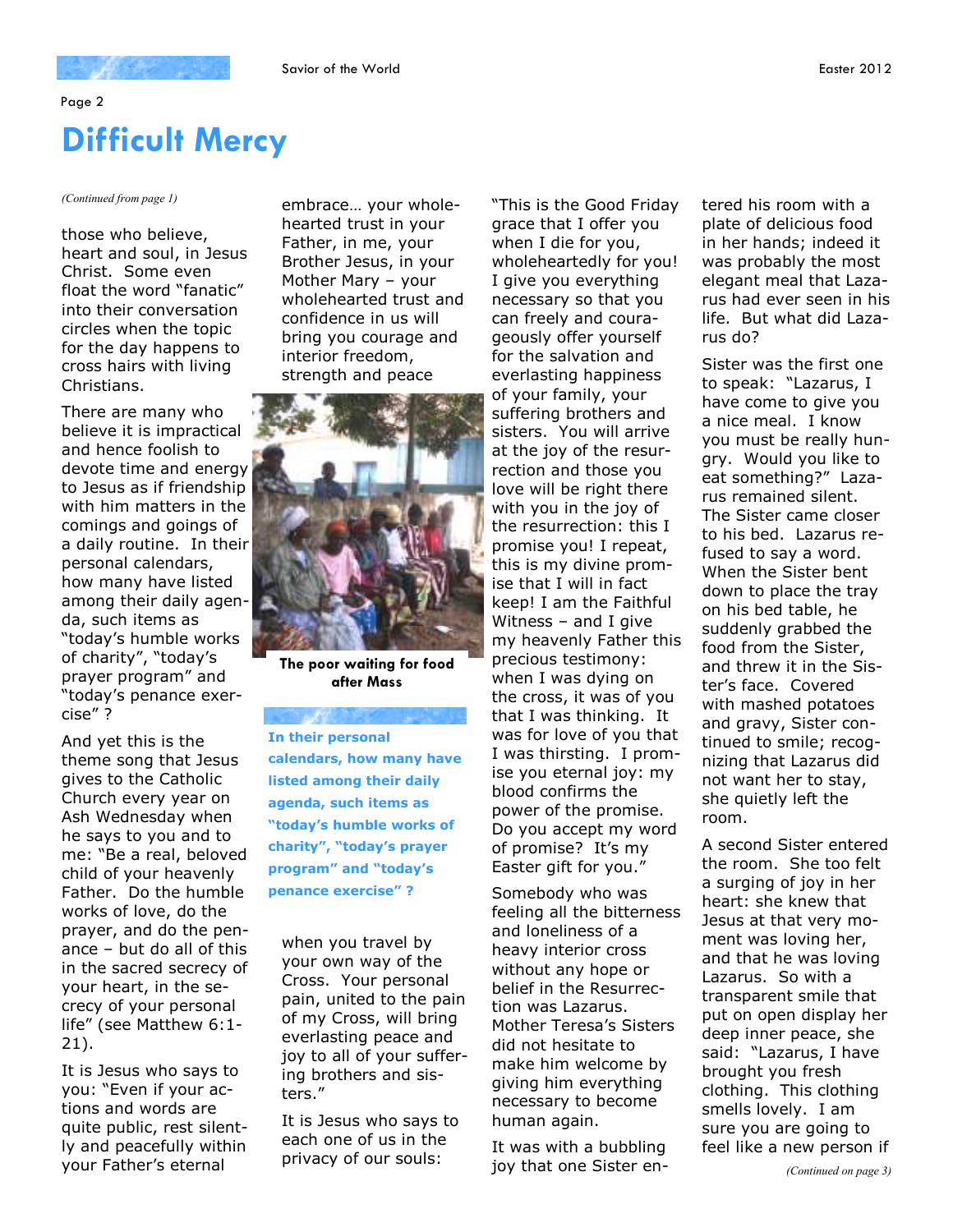# Difficult Mercy

*(Continued from page 1)*

those who believe, heart and soul, in Jesus Christ. Some even float the word "fanatic" into their conversation circles when the topic for the day happens to cross hairs with living Christians.

There are many who believe it is impractical and hence foolish to devote time and energy to Jesus as if friendship with him matters in the comings and goings of a daily routine. In their personal calendars, how many have listed among their daily agenda, such items as "today's humble works of charity", "today's prayer program" and "today's penance exercise" ?

And yet this is the theme song that Jesus gives to the Catholic Church every year on Ash Wednesday when he says to you and to me: "Be a real, beloved child of your heavenly Father. Do the humble works of love, do the prayer, and do the penance – but do all of this in the sacred secrecy of your heart, in the secrecy of your personal life" (see Matthew 6:1-21).

It is Jesus who says to you: "Even if your actions and words are quite public, rest silently and peacefully within your Father's eternal embrace… your wholehearted trust in your Father, in me, your Brother Jesus, in your Mother Mary – your wholehearted trust and confidence in us will bring you courage and interior freedom, strength and peace

The poor waiting for food after Mass

**In their personal calendars, how many have listed among their daily agenda, such items as "today's humble works of charity", "today's prayer program" and "today's penance exercise" ?**

when you travel by your own way of the Cross. Your personal pain, united to the pain of my Cross, will bring everlasting peace and joy to all of your suffering brothers and sisters."

It is Jesus who says to each one of us in the privacy of our souls:

"This is the Good Friday grace that I offer you when I die for you, wholeheartedly for you! I give you everything necessary so that you can freely and courageously offer yourself for the salvation and everlasting happiness of your family, your suffering brothers and sisters. You will arrive at the joy of the resurrection and those you love will be right there with you in the joy of the resurrection: this I promise you! I repeat, this is my divine promise that I will in fact keep! I am the Faithful Witness – and I give my heavenly Father this precious testimony: when I was dying on the cross, it was of you that I was thinking. It was for love of you that I was thirsting. I promise you eternal joy: my blood confirms the power of the promise. Do you accept my word of promise? It's my Easter gift for you."

Somebody who was feeling all the bitterness and loneliness of a heavy interior cross without any hope or belief in the Resurrection was Lazarus. Mother Teresa's Sisters did not hesitate to make him welcome by giving him everything necessary to become human again.

It was with a bubbling joy that one Sister entered his room with a plate of delicious food in her hands; indeed it was probably the most elegant meal that Lazarus had ever seen in his life. But what did Lazarus do?

Sister was the first one to speak: "Lazarus, I have come to give you a nice meal. I know you must be really hungry. Would you like to eat something?" Lazarus remained silent. The Sister came closer to his bed. Lazarus refused to say a word. When the Sister bent down to place the tray on his bed table, he suddenly grabbed the food from the Sister, and threw it in the Sister's face. Covered with mashed potatoes and gravy, Sister continued to smile; recognizing that Lazarus did not want her to stay, she quietly left the room.

A second Sister entered the room. She too felt a surging of joy in her heart: she knew that Jesus at that very moment was loving her, and that he was loving Lazarus. So with a transparent smile that put on open display her deep inner peace, she said: "Lazarus, I have brought you fresh clothing. This clothing smells lovely. I am sure you are going to feel like a new person if

*(Continued on page 3)*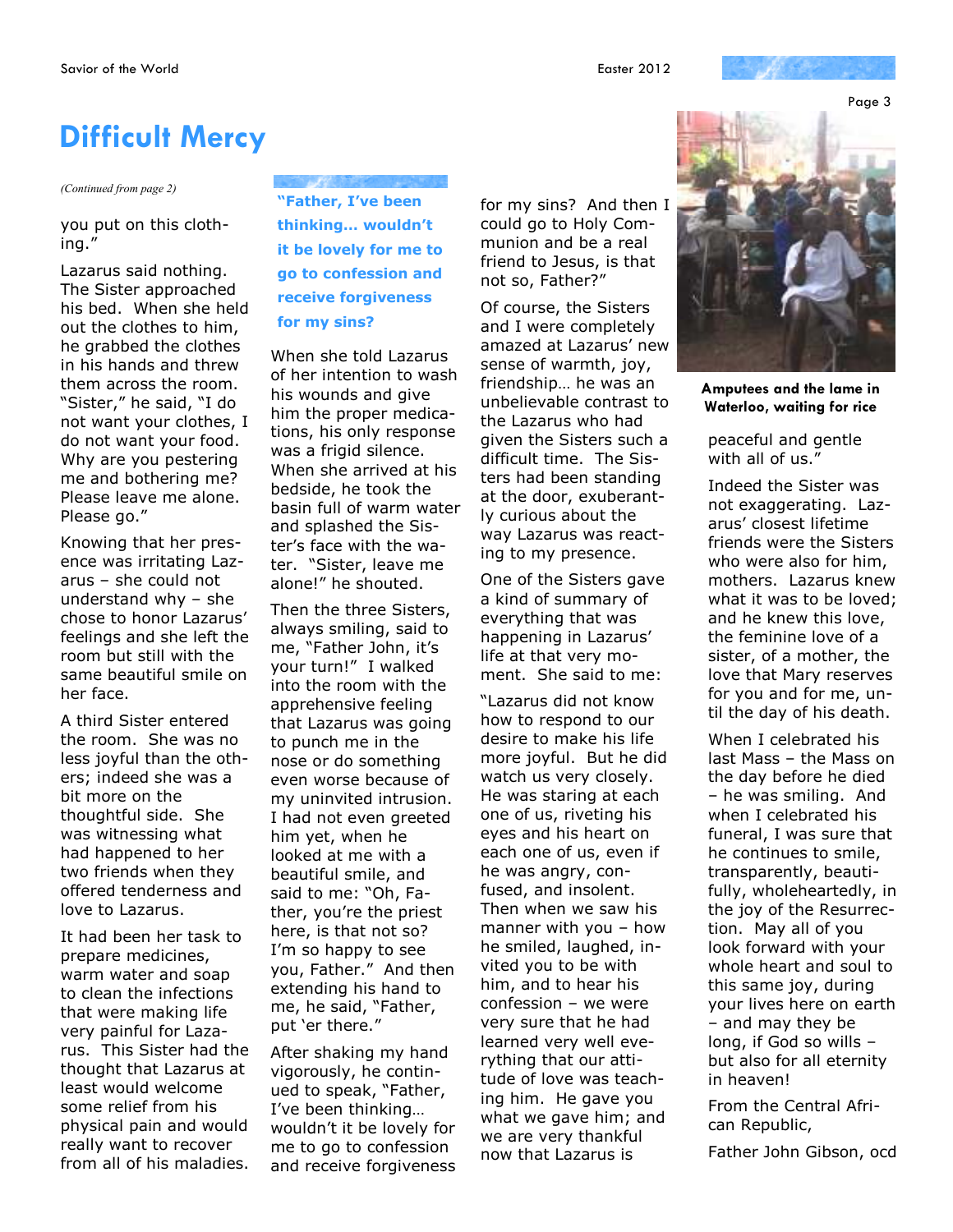# Difficult Mercy

*(Continued from page 2)*

you put on this clothing."

Lazarus said nothing. The Sister approached his bed. When she held out the clothes to him, he grabbed the clothes in his hands and threw them across the room. "Sister," he said, "I do not want your clothes, I do not want your food. Why are you pestering me and bothering me? Please leave me alone. Please go."

Knowing that her presence was irritating Lazarus – she could not understand why – she chose to honor Lazarus' feelings and she left the room but still with the same beautiful smile on her face.

A third Sister entered the room. She was no less joyful than the others; indeed she was a bit more on the thoughtful side. She was witnessing what had happened to her two friends when they offered tenderness and love to Lazarus.

It had been her task to prepare medicines, warm water and soap to clean the infections that were making life very painful for Lazarus. This Sister had the thought that Lazarus at least would welcome some relief from his physical pain and would really want to recover from all of his maladies.

**"Father, I've been thinking… wouldn't it be lovely for me to go to confession and receive forgiveness for my sins?**

When she told Lazarus of her intention to wash his wounds and give him the proper medications, his only response was a frigid silence. When she arrived at his bedside, he took the basin full of warm water and splashed the Sister's face with the water. "Sister, leave me alone!" he shouted.

Then the three Sisters, always smiling, said to me, "Father John, it's your turn!" I walked into the room with the apprehensive feeling that Lazarus was going to punch me in the nose or do something even worse because of my uninvited intrusion. I had not even greeted him yet, when he looked at me with a beautiful smile, and said to me: "Oh, Father, you're the priest here, is that not so? I'm so happy to see you, Father." And then extending his hand to me, he said, "Father, put 'er there."

After shaking my hand vigorously, he continued to speak, "Father, I've been thinking… wouldn't it be lovely for me to go to confession and receive forgiveness for my sins? And then I could go to Holy Communion and be a real friend to Jesus, is that not so, Father?"

Of course, the Sisters and I were completely amazed at Lazarus' new sense of warmth, joy, friendship… he was an unbelievable contrast to the Lazarus who had given the Sisters such a difficult time. The Sisters had been standing at the door, exuberantly curious about the way Lazarus was reacting to my presence.

One of the Sisters gave a kind of summary of everything that was happening in Lazarus' life at that very moment. She said to me:

"Lazarus did not know how to respond to our desire to make his life more joyful. But he did watch us very closely. He was staring at each one of us, riveting his eyes and his heart on each one of us, even if he was angry, confused, and insolent. Then when we saw his manner with you – how he smiled, laughed, invited you to be with him, and to hear his confession – we were very sure that he had learned very well everything that our attitude of love was teaching him. He gave you what we gave him; and we are very thankful now that Lazarus is peaceful and gentle with all of us."

**Amputees and the lame in Waterloo, waiting for rice**

Indeed the Sister was not exaggerating. Lazarus' closest lifetime friends were the Sisters who were also for him, mothers. Lazarus knew what it was to be loved; and he knew this love, the feminine love of a sister, of a mother, the love that Mary reserves for you and for me, until the day of his death.

When I celebrated his last Mass – the Mass on the day before he died – he was smiling. And when I celebrated his funeral, I was sure that he continues to smile, transparently, beautifully, wholeheartedly, in the joy of the Resurrection. May all of you look forward with your whole heart and soul to this same joy, during your lives here on earth – and may they be long, if God so wills – but also for all eternity in heaven!

From the Central African Republic,

Father John Gibson, ocd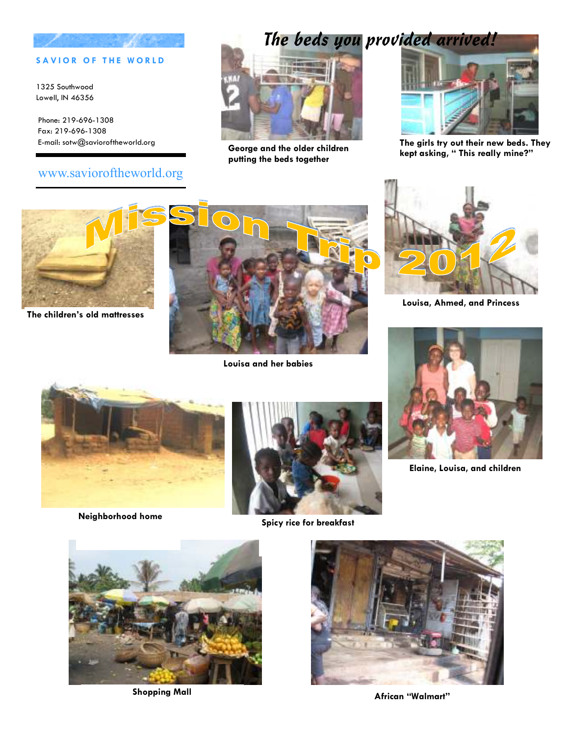**SAVIOR OF THE WORLD**

1325 Southwood
Lowell, IN 46356

Phone: 219-696-1308
Fax: 219-696-1308
E-mail: sotw@savioroftheworld.org

www.savioroftheworld.org

# The beds you provided arrived!

George and the older children putting the beds together

The girls try out their new beds. They kept asking, " This really mine?"

# Mission Trip 2012

The children's old mattresses

Louisa and her babies

Louisa, Ahmed, and Princess

Elaine, Louisa, and children

Neighborhood home

Spicy rice for breakfast

Shopping Mall

African "Walmart"